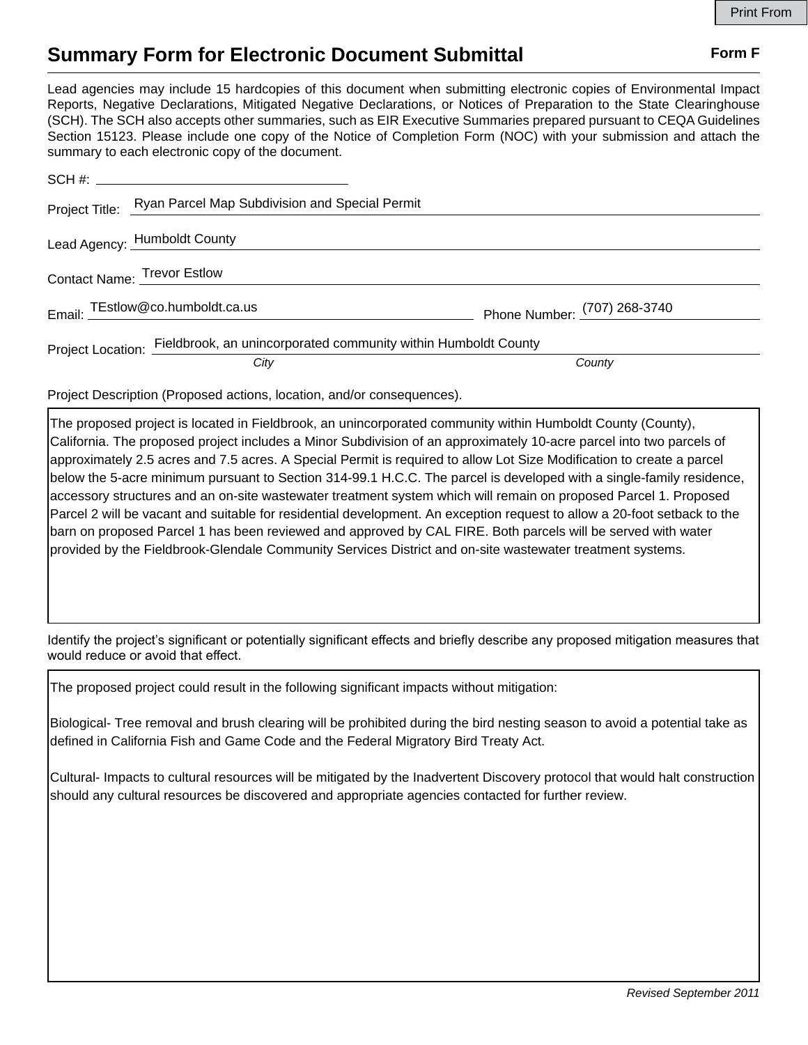Print From

# Summary Form for Electronic Document Submittal

**Form F**

Lead agencies may include 15 hardcopies of this document when submitting electronic copies of Environmental Impact Reports, Negative Declarations, Mitigated Negative Declarations, or Notices of Preparation to the State Clearinghouse (SCH). The SCH also accepts other summaries, such as EIR Executive Summaries prepared pursuant to CEQA Guidelines Section 15123. Please include one copy of the Notice of Completion Form (NOC) with your submission and attach the summary to each electronic copy of the document.

SCH #: 

Project Title: Ryan Parcel Map Subdivision and Special Permit

Lead Agency: Humboldt County

Contact Name: Trevor Estlow

Email: TEstlow@co.humboldt.ca.us

Phone Number: (707) 268-3740

Project Location: Fieldbrook, an unincorporated community within Humboldt County

*City* *County*

Project Description (Proposed actions, location, and/or consequences).

The proposed project is located in Fieldbrook, an unincorporated community within Humboldt County (County), California. The proposed project includes a Minor Subdivision of an approximately 10-acre parcel into two parcels of approximately 2.5 acres and 7.5 acres. A Special Permit is required to allow Lot Size Modification to create a parcel below the 5-acre minimum pursuant to Section 314-99.1 H.C.C. The parcel is developed with a single-family residence, accessory structures and an on-site wastewater treatment system which will remain on proposed Parcel 1. Proposed Parcel 2 will be vacant and suitable for residential development. An exception request to allow a 20-foot setback to the barn on proposed Parcel 1 has been reviewed and approved by CAL FIRE. Both parcels will be served with water provided by the Fieldbrook-Glendale Community Services District and on-site wastewater treatment systems.

Identify the project's significant or potentially significant effects and briefly describe any proposed mitigation measures that would reduce or avoid that effect.

The proposed project could result in the following significant impacts without mitigation:

Biological- Tree removal and brush clearing will be prohibited during the bird nesting season to avoid a potential take as defined in California Fish and Game Code and the Federal Migratory Bird Treaty Act.

Cultural- Impacts to cultural resources will be mitigated by the Inadvertent Discovery protocol that would halt construction should any cultural resources be discovered and appropriate agencies contacted for further review.

*Revised September 2011*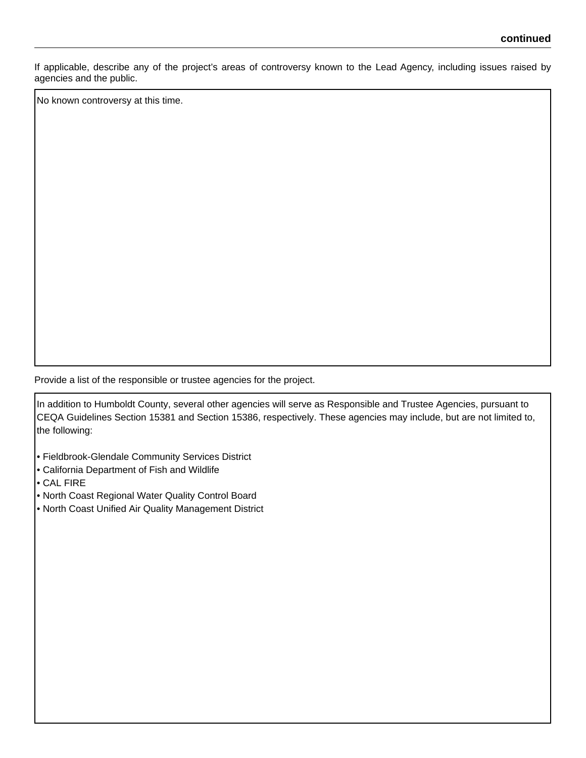**continued**

If applicable, describe any of the project's areas of controversy known to the Lead Agency, including issues raised by agencies and the public.

No known controversy at this time.

Provide a list of the responsible or trustee agencies for the project.

In addition to Humboldt County, several other agencies will serve as Responsible and Trustee Agencies, pursuant to CEQA Guidelines Section 15381 and Section 15386, respectively. These agencies may include, but are not limited to, the following:

- Fieldbrook-Glendale Community Services District
- California Department of Fish and Wildlife
- CAL FIRE
- North Coast Regional Water Quality Control Board
- North Coast Unified Air Quality Management District